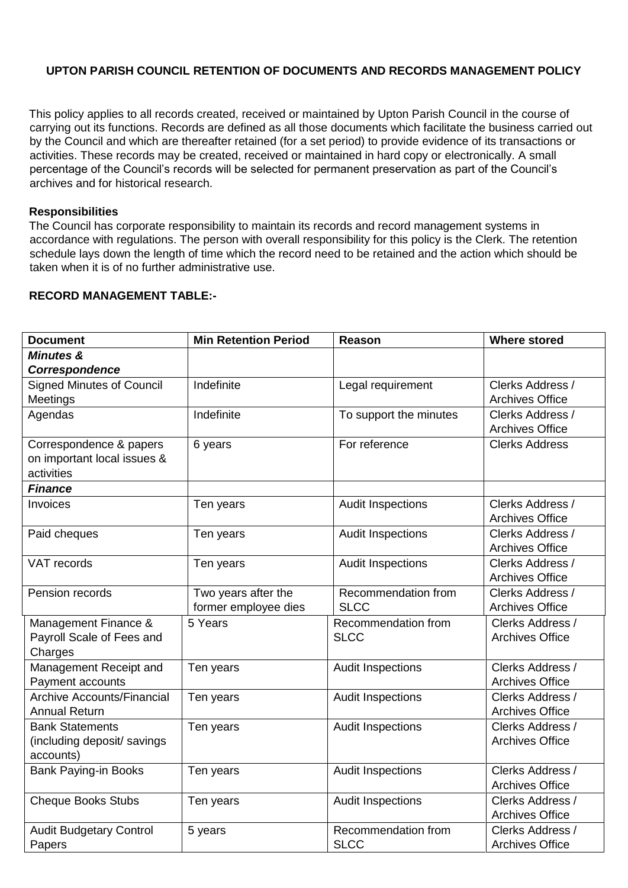**UPTON PARISH COUNCIL RETENTION OF DOCUMENTS AND RECORDS MANAGEMENT POLICY**

This policy applies to all records created, received or maintained by Upton Parish Council in the course of carrying out its functions. Records are defined as all those documents which facilitate the business carried out by the Council and which are thereafter retained (for a set period) to provide evidence of its transactions or activities. These records may be created, received or maintained in hard copy or electronically. A small percentage of the Council's records will be selected for permanent preservation as part of the Council's archives and for historical research.

**Responsibilities**

The Council has corporate responsibility to maintain its records and record management systems in accordance with regulations. The person with overall responsibility for this policy is the Clerk. The retention schedule lays down the length of time which the record need to be retained and the action which should be taken when it is of no further administrative use.

**RECORD MANAGEMENT TABLE:-**

| Document | Min Retention Period | Reason | Where stored |
|---|---|---|---|
| ***Minutes & Correspondence*** | | | |
| Signed Minutes of Council Meetings | Indefinite | Legal requirement | Clerks Address / Archives Office |
| Agendas | Indefinite | To support the minutes | Clerks Address / Archives Office |
| Correspondence & papers on important local issues & activities | 6 years | For reference | Clerks Address |
| ***Finance*** | | | |
| Invoices | Ten years | Audit Inspections | Clerks Address / Archives Office |
| Paid cheques | Ten years | Audit Inspections | Clerks Address / Archives Office |
| VAT records | Ten years | Audit Inspections | Clerks Address / Archives Office |
| Pension records | Two years after the former employee dies | Recommendation from SLCC | Clerks Address / Archives Office |
| Management Finance & Payroll Scale of Fees and Charges | 5 Years | Recommendation from SLCC | Clerks Address / Archives Office |
| Management Receipt and Payment accounts | Ten years | Audit Inspections | Clerks Address / Archives Office |
| Archive Accounts/Financial Annual Return | Ten years | Audit Inspections | Clerks Address / Archives Office |
| Bank Statements (including deposit/ savings accounts) | Ten years | Audit Inspections | Clerks Address / Archives Office |
| Bank Paying-in Books | Ten years | Audit Inspections | Clerks Address / Archives Office |
| Cheque Books Stubs | Ten years | Audit Inspections | Clerks Address / Archives Office |
| Audit Budgetary Control Papers | 5 years | Recommendation from SLCC | Clerks Address / Archives Office |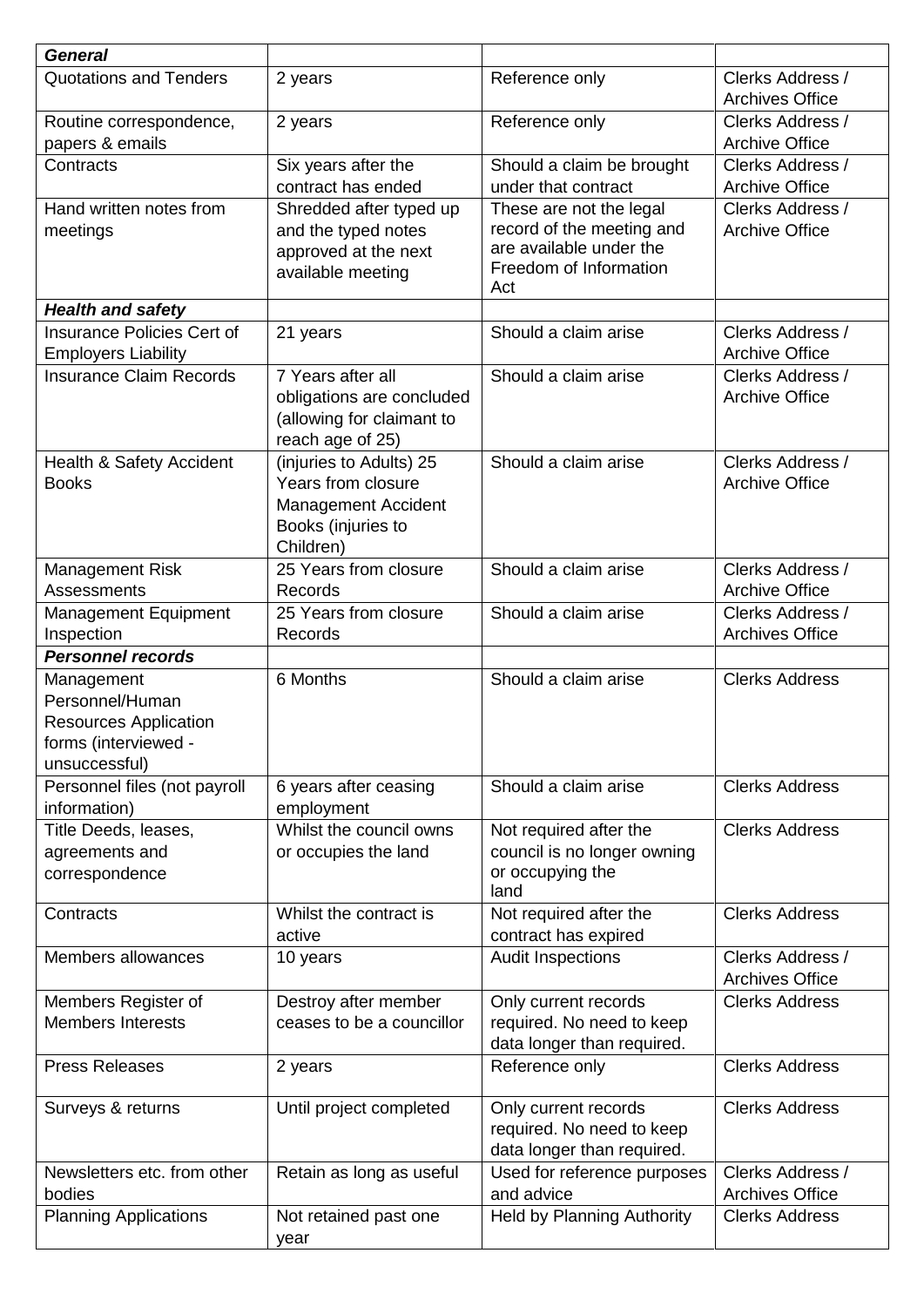| ***General*** | | | |
|---|---|---|---|
| Quotations and Tenders | 2 years | Reference only | Clerks Address / Archives Office |
| Routine correspondence, papers & emails | 2 years | Reference only | Clerks Address / Archive Office |
| Contracts | Six years after the contract has ended | Should a claim be brought under that contract | Clerks Address / Archive Office |
| Hand written notes from meetings | Shredded after typed up and the typed notes approved at the next available meeting | These are not the legal record of the meeting and are available under the Freedom of Information Act | Clerks Address / Archive Office |
| ***Health and safety*** | | | |
| Insurance Policies Cert of Employers Liability | 21 years | Should a claim arise | Clerks Address / Archive Office |
| Insurance Claim Records | 7 Years after all obligations are concluded (allowing for claimant to reach age of 25) | Should a claim arise | Clerks Address / Archive Office |
| Health & Safety Accident Books | (injuries to Adults) 25 Years from closure Management Accident Books (injuries to Children) | Should a claim arise | Clerks Address / Archive Office |
| Management Risk Assessments | 25 Years from closure Records | Should a claim arise | Clerks Address / Archive Office |
| Management Equipment Inspection | 25 Years from closure Records | Should a claim arise | Clerks Address / Archives Office |
| ***Personnel records*** | | | |
| Management Personnel/Human Resources Application forms (interviewed - unsuccessful) | 6 Months | Should a claim arise | Clerks Address |
| Personnel files (not payroll information) | 6 years after ceasing employment | Should a claim arise | Clerks Address |
| Title Deeds, leases, agreements and correspondence | Whilst the council owns or occupies the land | Not required after the council is no longer owning or occupying the land | Clerks Address |
| Contracts | Whilst the contract is active | Not required after the contract has expired | Clerks Address |
| Members allowances | 10 years | Audit Inspections | Clerks Address / Archives Office |
| Members Register of Members Interests | Destroy after member ceases to be a councillor | Only current records required. No need to keep data longer than required. | Clerks Address |
| Press Releases | 2 years | Reference only | Clerks Address |
| Surveys & returns | Until project completed | Only current records required. No need to keep data longer than required. | Clerks Address |
| Newsletters etc. from other bodies | Retain as long as useful | Used for reference purposes and advice | Clerks Address / Archives Office |
| Planning Applications | Not retained past one year | Held by Planning Authority | Clerks Address |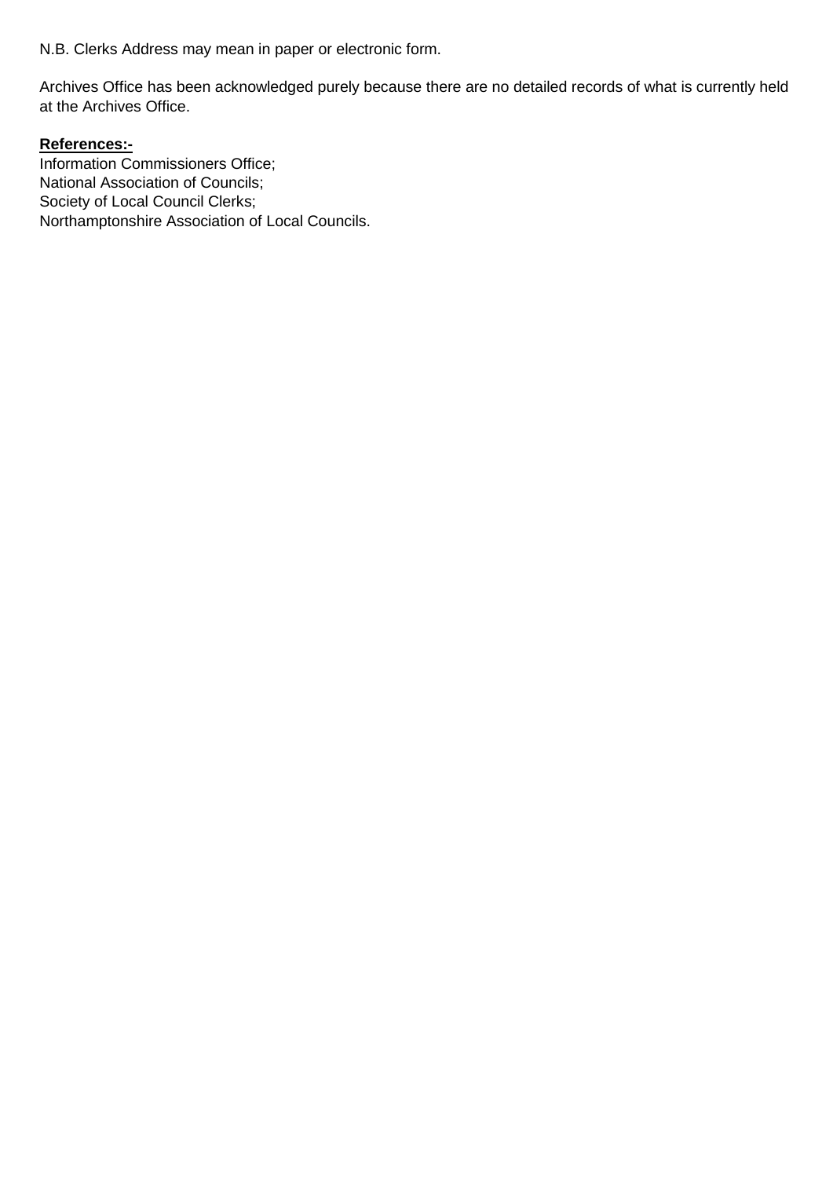N.B. Clerks Address may mean in paper or electronic form.

Archives Office has been acknowledged purely because there are no detailed records of what is currently held at the Archives Office.

**References:-**

Information Commissioners Office;
National Association of Councils;
Society of Local Council Clerks;
Northamptonshire Association of Local Councils.